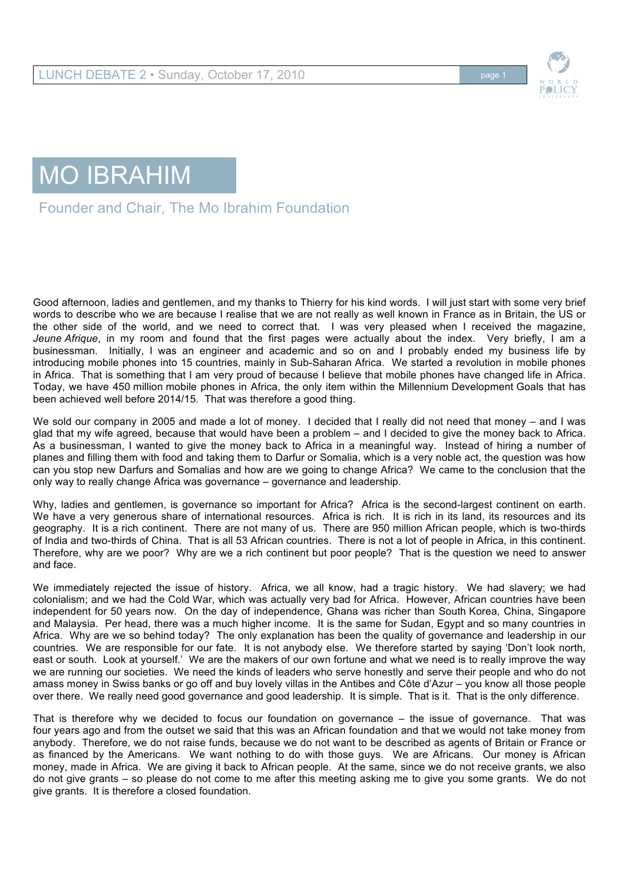# MO IBRAHIM

## Founder and Chair, The Mo Ibrahim Foundation

Good afternoon, ladies and gentlemen, and my thanks to Thierry for his kind words. I will just start with some very brief words to describe who we are because I realise that we are not really as well known in France as in Britain, the US or the other side of the world, and we need to correct that. I was very pleased when I received the magazine, *Jeune Afrique*, in my room and found that the first pages were actually about the index. Very briefly, I am a businessman. Initially, I was an engineer and academic and so on and I probably ended my business life by introducing mobile phones into 15 countries, mainly in Sub-Saharan Africa. We started a revolution in mobile phones in Africa. That is something that I am very proud of because I believe that mobile phones have changed life in Africa. Today, we have 450 million mobile phones in Africa, the only item within the Millennium Development Goals that has been achieved well before 2014/15. That was therefore a good thing.

We sold our company in 2005 and made a lot of money. I decided that I really did not need that money – and I was glad that my wife agreed, because that would have been a problem – and I decided to give the money back to Africa. As a businessman, I wanted to give the money back to Africa in a meaningful way. Instead of hiring a number of planes and filling them with food and taking them to Darfur or Somalia, which is a very noble act, the question was how can you stop new Darfurs and Somalias and how are we going to change Africa? We came to the conclusion that the only way to really change Africa was governance – governance and leadership.

Why, ladies and gentlemen, is governance so important for Africa? Africa is the second-largest continent on earth. We have a very generous share of international resources. Africa is rich. It is rich in its land, its resources and its geography. It is a rich continent. There are not many of us. There are 950 million African people, which is two-thirds of India and two-thirds of China. That is all 53 African countries. There is not a lot of people in Africa, in this continent. Therefore, why are we poor? Why are we a rich continent but poor people? That is the question we need to answer and face.

We immediately rejected the issue of history. Africa, we all know, had a tragic history. We had slavery; we had colonialism; and we had the Cold War, which was actually very bad for Africa. However, African countries have been independent for 50 years now. On the day of independence, Ghana was richer than South Korea, China, Singapore and Malaysia. Per head, there was a much higher income. It is the same for Sudan, Egypt and so many countries in Africa. Why are we so behind today? The only explanation has been the quality of governance and leadership in our countries. We are responsible for our fate. It is not anybody else. We therefore started by saying 'Don't look north, east or south. Look at yourself.' We are the makers of our own fortune and what we need is to really improve the way we are running our societies. We need the kinds of leaders who serve honestly and serve their people and who do not amass money in Swiss banks or go off and buy lovely villas in the Antibes and Côte d'Azur – you know all those people over there. We really need good governance and good leadership. It is simple. That is it. That is the only difference.

That is therefore why we decided to focus our foundation on governance – the issue of governance. That was four years ago and from the outset we said that this was an African foundation and that we would not take money from anybody. Therefore, we do not raise funds, because we do not want to be described as agents of Britain or France or as financed by the Americans. We want nothing to do with those guys. We are Africans. Our money is African money, made in Africa. We are giving it back to African people. At the same, since we do not receive grants, we also do not give grants – so please do not come to me after this meeting asking me to give you some grants. We do not give grants. It is therefore a closed foundation.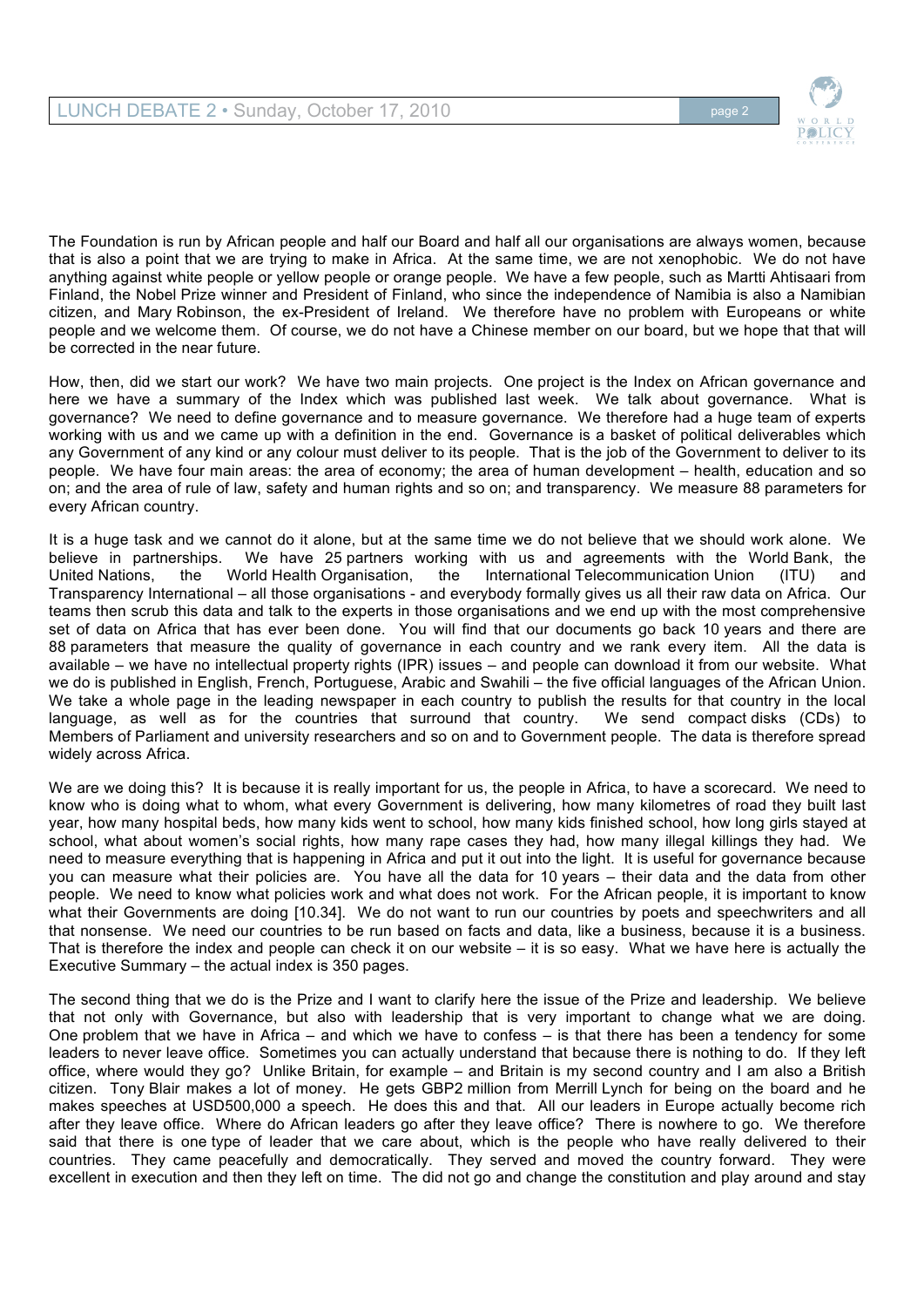The Foundation is run by African people and half our Board and half all our organisations are always women, because that is also a point that we are trying to make in Africa. At the same time, we are not xenophobic. We do not have anything against white people or yellow people or orange people. We have a few people, such as Martti Ahtisaari from Finland, the Nobel Prize winner and President of Finland, who since the independence of Namibia is also a Namibian citizen, and Mary Robinson, the ex-President of Ireland. We therefore have no problem with Europeans or white people and we welcome them. Of course, we do not have a Chinese member on our board, but we hope that that will be corrected in the near future.

How, then, did we start our work? We have two main projects. One project is the Index on African governance and here we have a summary of the Index which was published last week. We talk about governance. What is governance? We need to define governance and to measure governance. We therefore had a huge team of experts working with us and we came up with a definition in the end. Governance is a basket of political deliverables which any Government of any kind or any colour must deliver to its people. That is the job of the Government to deliver to its people. We have four main areas: the area of economy; the area of human development – health, education and so on; and the area of rule of law, safety and human rights and so on; and transparency. We measure 88 parameters for every African country.

It is a huge task and we cannot do it alone, but at the same time we do not believe that we should work alone. We believe in partnerships. We have 25 partners working with us and agreements with the World Bank, the United Nations, the World Health Organisation, the International Telecommunication Union (ITU) and Transparency International – all those organisations - and everybody formally gives us all their raw data on Africa. Our teams then scrub this data and talk to the experts in those organisations and we end up with the most comprehensive set of data on Africa that has ever been done. You will find that our documents go back 10 years and there are 88 parameters that measure the quality of governance in each country and we rank every item. All the data is available – we have no intellectual property rights (IPR) issues – and people can download it from our website. What we do is published in English, French, Portuguese, Arabic and Swahili – the five official languages of the African Union. We take a whole page in the leading newspaper in each country to publish the results for that country in the local language, as well as for the countries that surround that country. We send compact disks (CDs) to Members of Parliament and university researchers and so on and to Government people. The data is therefore spread widely across Africa.

We are we doing this? It is because it is really important for us, the people in Africa, to have a scorecard. We need to know who is doing what to whom, what every Government is delivering, how many kilometres of road they built last year, how many hospital beds, how many kids went to school, how many kids finished school, how long girls stayed at school, what about women's social rights, how many rape cases they had, how many illegal killings they had. We need to measure everything that is happening in Africa and put it out into the light. It is useful for governance because you can measure what their policies are. You have all the data for 10 years – their data and the data from other people. We need to know what policies work and what does not work. For the African people, it is important to know what their Governments are doing [10.34]. We do not want to run our countries by poets and speechwriters and all that nonsense. We need our countries to be run based on facts and data, like a business, because it is a business. That is therefore the index and people can check it on our website – it is so easy. What we have here is actually the Executive Summary – the actual index is 350 pages.

The second thing that we do is the Prize and I want to clarify here the issue of the Prize and leadership. We believe that not only with Governance, but also with leadership that is very important to change what we are doing. One problem that we have in Africa – and which we have to confess – is that there has been a tendency for some leaders to never leave office. Sometimes you can actually understand that because there is nothing to do. If they left office, where would they go? Unlike Britain, for example – and Britain is my second country and I am also a British citizen. Tony Blair makes a lot of money. He gets GBP2 million from Merrill Lynch for being on the board and he makes speeches at USD500,000 a speech. He does this and that. All our leaders in Europe actually become rich after they leave office. Where do African leaders go after they leave office? There is nowhere to go. We therefore said that there is one type of leader that we care about, which is the people who have really delivered to their countries. They came peacefully and democratically. They served and moved the country forward. They were excellent in execution and then they left on time. The did not go and change the constitution and play around and stay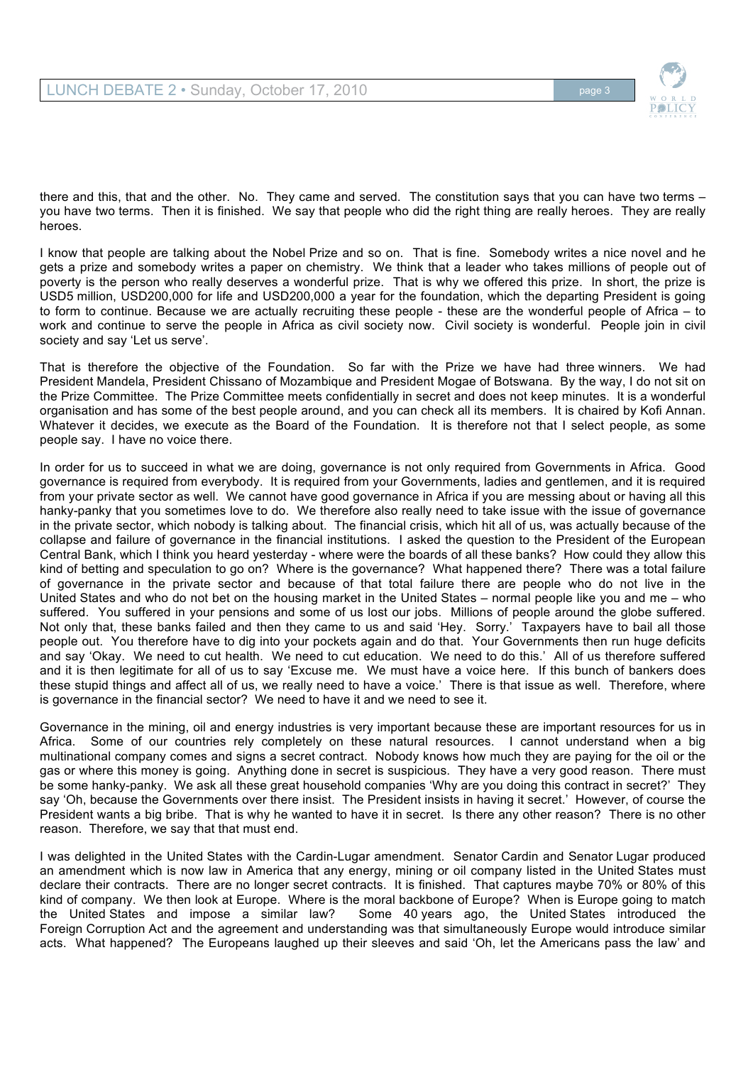there and this, that and the other. No. They came and served. The constitution says that you can have two terms – you have two terms. Then it is finished. We say that people who did the right thing are really heroes. They are really heroes.

I know that people are talking about the Nobel Prize and so on. That is fine. Somebody writes a nice novel and he gets a prize and somebody writes a paper on chemistry. We think that a leader who takes millions of people out of poverty is the person who really deserves a wonderful prize. That is why we offered this prize. In short, the prize is USD5 million, USD200,000 for life and USD200,000 a year for the foundation, which the departing President is going to form to continue. Because we are actually recruiting these people - these are the wonderful people of Africa – to work and continue to serve the people in Africa as civil society now. Civil society is wonderful. People join in civil society and say 'Let us serve'.

That is therefore the objective of the Foundation. So far with the Prize we have had three winners. We had President Mandela, President Chissano of Mozambique and President Mogae of Botswana. By the way, I do not sit on the Prize Committee. The Prize Committee meets confidentially in secret and does not keep minutes. It is a wonderful organisation and has some of the best people around, and you can check all its members. It is chaired by Kofi Annan. Whatever it decides, we execute as the Board of the Foundation. It is therefore not that I select people, as some people say. I have no voice there.

In order for us to succeed in what we are doing, governance is not only required from Governments in Africa. Good governance is required from everybody. It is required from your Governments, ladies and gentlemen, and it is required from your private sector as well. We cannot have good governance in Africa if you are messing about or having all this hanky-panky that you sometimes love to do. We therefore also really need to take issue with the issue of governance in the private sector, which nobody is talking about. The financial crisis, which hit all of us, was actually because of the collapse and failure of governance in the financial institutions. I asked the question to the President of the European Central Bank, which I think you heard yesterday - where were the boards of all these banks? How could they allow this kind of betting and speculation to go on? Where is the governance? What happened there? There was a total failure of governance in the private sector and because of that total failure there are people who do not live in the United States and who do not bet on the housing market in the United States – normal people like you and me – who suffered. You suffered in your pensions and some of us lost our jobs. Millions of people around the globe suffered. Not only that, these banks failed and then they came to us and said 'Hey. Sorry.' Taxpayers have to bail all those people out. You therefore have to dig into your pockets again and do that. Your Governments then run huge deficits and say 'Okay. We need to cut health. We need to cut education. We need to do this.' All of us therefore suffered and it is then legitimate for all of us to say 'Excuse me. We must have a voice here. If this bunch of bankers does these stupid things and affect all of us, we really need to have a voice.' There is that issue as well. Therefore, where is governance in the financial sector? We need to have it and we need to see it.

Governance in the mining, oil and energy industries is very important because these are important resources for us in Africa. Some of our countries rely completely on these natural resources. I cannot understand when a big multinational company comes and signs a secret contract. Nobody knows how much they are paying for the oil or the gas or where this money is going. Anything done in secret is suspicious. They have a very good reason. There must be some hanky-panky. We ask all these great household companies 'Why are you doing this contract in secret?' They say 'Oh, because the Governments over there insist. The President insists in having it secret.' However, of course the President wants a big bribe. That is why he wanted to have it in secret. Is there any other reason? There is no other reason. Therefore, we say that that must end.

I was delighted in the United States with the Cardin-Lugar amendment. Senator Cardin and Senator Lugar produced an amendment which is now law in America that any energy, mining or oil company listed in the United States must declare their contracts. There are no longer secret contracts. It is finished. That captures maybe 70% or 80% of this kind of company. We then look at Europe. Where is the moral backbone of Europe? When is Europe going to match the United States and impose a similar law? Some 40 years ago, the United States introduced the Foreign Corruption Act and the agreement and understanding was that simultaneously Europe would introduce similar acts. What happened? The Europeans laughed up their sleeves and said 'Oh, let the Americans pass the law' and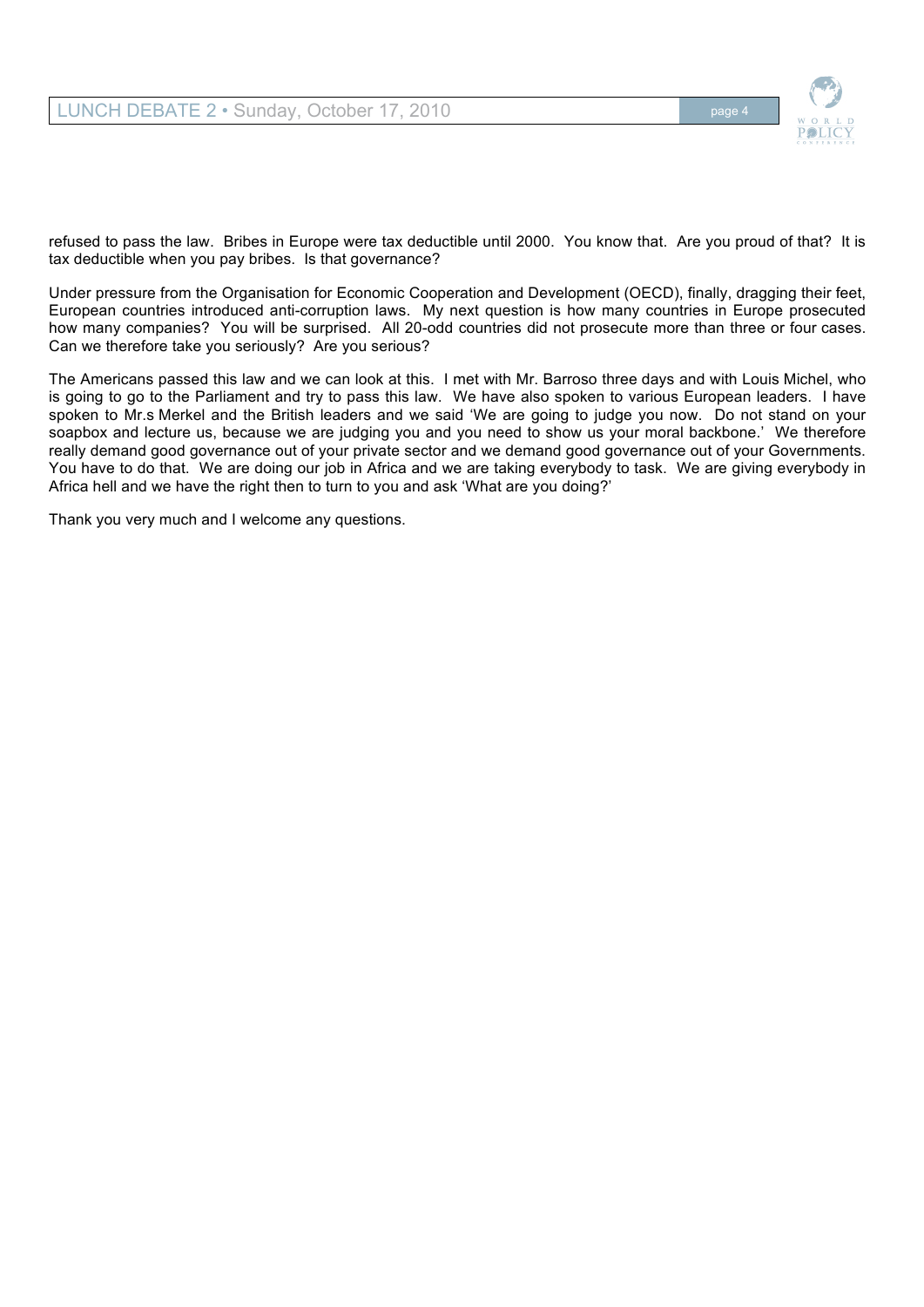refused to pass the law. Bribes in Europe were tax deductible until 2000. You know that. Are you proud of that? It is tax deductible when you pay bribes. Is that governance?

Under pressure from the Organisation for Economic Cooperation and Development (OECD), finally, dragging their feet, European countries introduced anti-corruption laws. My next question is how many countries in Europe prosecuted how many companies? You will be surprised. All 20-odd countries did not prosecute more than three or four cases. Can we therefore take you seriously? Are you serious?

The Americans passed this law and we can look at this. I met with Mr. Barroso three days and with Louis Michel, who is going to go to the Parliament and try to pass this law. We have also spoken to various European leaders. I have spoken to Mr.s Merkel and the British leaders and we said 'We are going to judge you now. Do not stand on your soapbox and lecture us, because we are judging you and you need to show us your moral backbone.' We therefore really demand good governance out of your private sector and we demand good governance out of your Governments. You have to do that. We are doing our job in Africa and we are taking everybody to task. We are giving everybody in Africa hell and we have the right then to turn to you and ask 'What are you doing?'

Thank you very much and I welcome any questions.